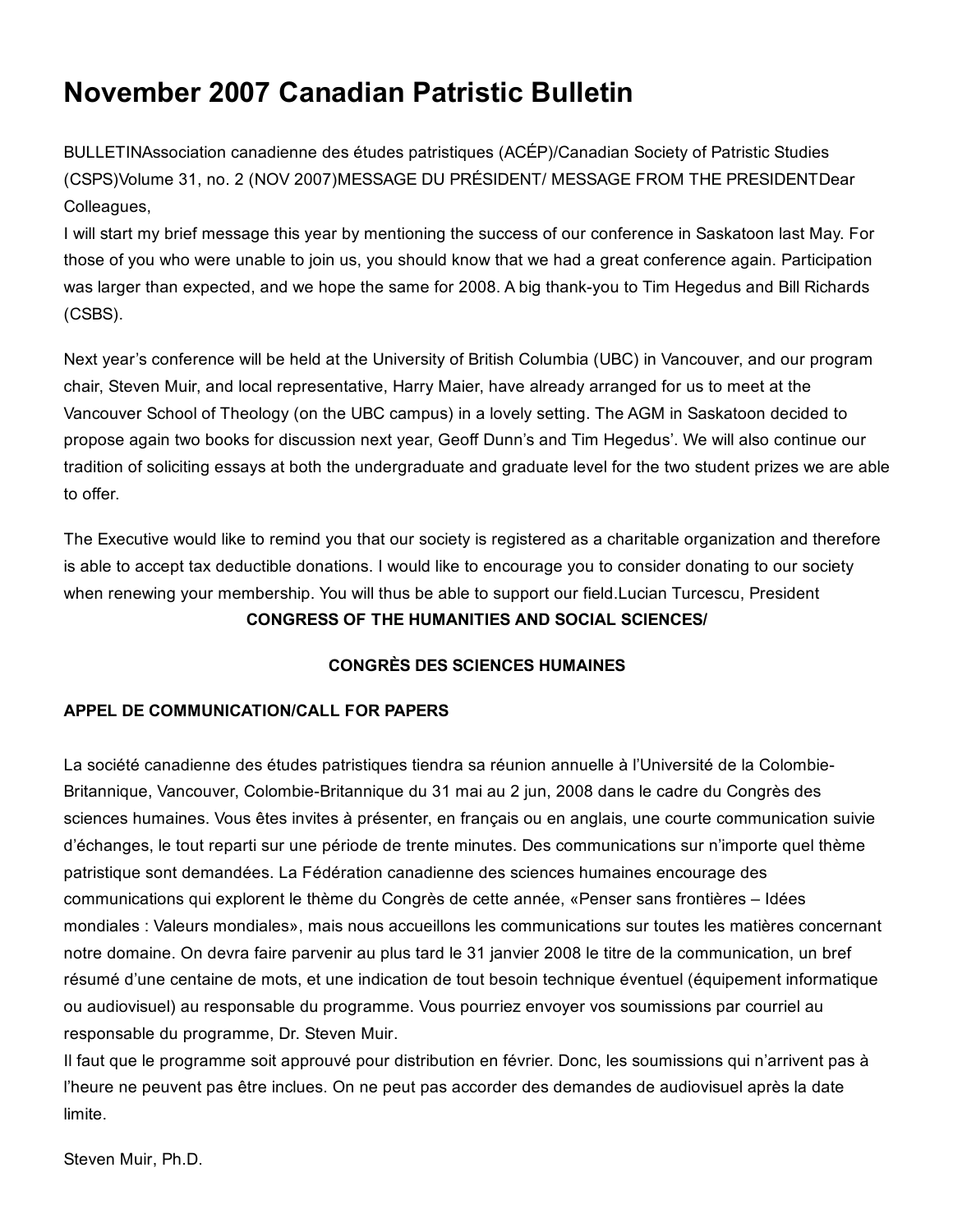# November 2007 Canadian Patristic Bulletin

BULLETINAssociation canadienne des études patristiques (ACÉP)/Canadian Society of Patristic Studies (CSPS)Volume 31, no. 2 (NOV 2007)MESSAGE DU PRÉSIDENT/ MESSAGE FROM THE PRESIDENTDear Colleagues,
I will start my brief message this year by mentioning the success of our conference in Saskatoon last May. For those of you who were unable to join us, you should know that we had a great conference again. Participation was larger than expected, and we hope the same for 2008. A big thank-you to Tim Hegedus and Bill Richards (CSBS).

Next year's conference will be held at the University of British Columbia (UBC) in Vancouver, and our program chair, Steven Muir, and local representative, Harry Maier, have already arranged for us to meet at the Vancouver School of Theology (on the UBC campus) in a lovely setting. The AGM in Saskatoon decided to propose again two books for discussion next year, Geoff Dunn's and Tim Hegedus'. We will also continue our tradition of soliciting essays at both the undergraduate and graduate level for the two student prizes we are able to offer.

The Executive would like to remind you that our society is registered as a charitable organization and therefore is able to accept tax deductible donations. I would like to encourage you to consider donating to our society when renewing your membership. You will thus be able to support our field.Lucian Turcescu, President

**CONGRESS OF THE HUMANITIES AND SOCIAL SCIENCES/**

**CONGRÈS DES SCIENCES HUMAINES**

**APPEL DE COMMUNICATION/CALL FOR PAPERS**

La société canadienne des études patristiques tiendra sa réunion annuelle à l'Université de la Colombie-Britannique, Vancouver, Colombie-Britannique du 31 mai au 2 jun, 2008 dans le cadre du Congrès des sciences humaines. Vous êtes invites à présenter, en français ou en anglais, une courte communication suivie d'échanges, le tout reparti sur une période de trente minutes. Des communications sur n'importe quel thème patristique sont demandées. La Fédération canadienne des sciences humaines encourage des communications qui explorent le thème du Congrès de cette année, «Penser sans frontières – Idées mondiales : Valeurs mondiales», mais nous accueillons les communications sur toutes les matières concernant notre domaine. On devra faire parvenir au plus tard le 31 janvier 2008 le titre de la communication, un bref résumé d'une centaine de mots, et une indication de tout besoin technique éventuel (équipement informatique ou audiovisuel) au responsable du programme. Vous pourriez envoyer vos soumissions par courriel au responsable du programme, Dr. Steven Muir.
Il faut que le programme soit approuvé pour distribution en février. Donc, les soumissions qui n'arrivent pas à l'heure ne peuvent pas être inclues. On ne peut pas accorder des demandes de audiovisuel après la date limite.

Steven Muir, Ph.D.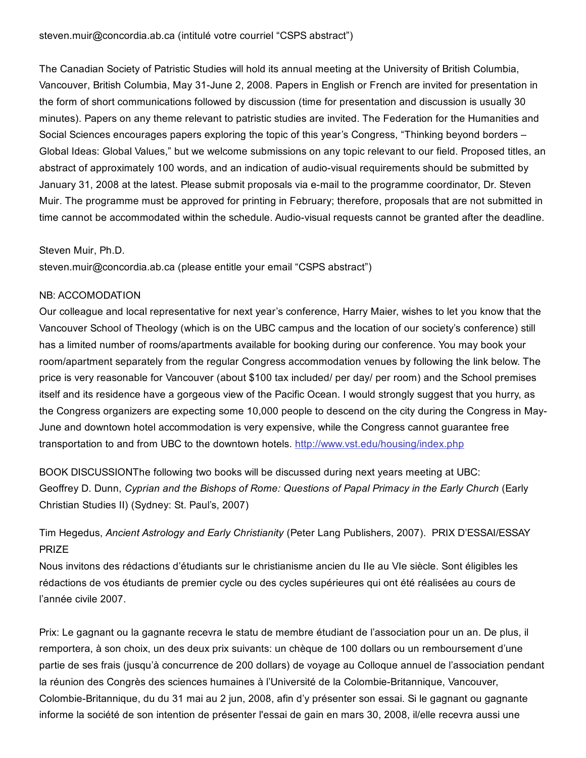steven.muir@concordia.ab.ca (intitulé votre courriel "CSPS abstract")

The Canadian Society of Patristic Studies will hold its annual meeting at the University of British Columbia, Vancouver, British Columbia, May 31-June 2, 2008. Papers in English or French are invited for presentation in the form of short communications followed by discussion (time for presentation and discussion is usually 30 minutes). Papers on any theme relevant to patristic studies are invited. The Federation for the Humanities and Social Sciences encourages papers exploring the topic of this year's Congress, "Thinking beyond borders – Global Ideas: Global Values," but we welcome submissions on any topic relevant to our field. Proposed titles, an abstract of approximately 100 words, and an indication of audio-visual requirements should be submitted by January 31, 2008 at the latest. Please submit proposals via e-mail to the programme coordinator, Dr. Steven Muir. The programme must be approved for printing in February; therefore, proposals that are not submitted in time cannot be accommodated within the schedule. Audio-visual requests cannot be granted after the deadline.

Steven Muir, Ph.D.
steven.muir@concordia.ab.ca (please entitle your email "CSPS abstract")

NB: ACCOMODATION
Our colleague and local representative for next year's conference, Harry Maier, wishes to let you know that the Vancouver School of Theology (which is on the UBC campus and the location of our society's conference) still has a limited number of rooms/apartments available for booking during our conference. You may book your room/apartment separately from the regular Congress accommodation venues by following the link below. The price is very reasonable for Vancouver (about $100 tax included/ per day/ per room) and the School premises itself and its residence have a gorgeous view of the Pacific Ocean. I would strongly suggest that you hurry, as the Congress organizers are expecting some 10,000 people to descend on the city during the Congress in May-June and downtown hotel accommodation is very expensive, while the Congress cannot guarantee free transportation to and from UBC to the downtown hotels. http://www.vst.edu/housing/index.php

BOOK DISCUSSIONThe following two books will be discussed during next years meeting at UBC:
Geoffrey D. Dunn, *Cyprian and the Bishops of Rome: Questions of Papal Primacy in the Early Church* (Early Christian Studies II) (Sydney: St. Paul's, 2007)

Tim Hegedus, *Ancient Astrology and Early Christianity* (Peter Lang Publishers, 2007). PRIX D'ESSAI/ESSAY PRIZE
Nous invitons des rédactions d'étudiants sur le christianisme ancien du IIe au VIe siècle. Sont éligibles les rédactions de vos étudiants de premier cycle ou des cycles supérieures qui ont été réalisées au cours de l'année civile 2007.

Prix: Le gagnant ou la gagnante recevra le statu de membre étudiant de l'association pour un an. De plus, il remportera, à son choix, un des deux prix suivants: un chèque de 100 dollars ou un remboursement d'une partie de ses frais (jusqu'à concurrence de 200 dollars) de voyage au Colloque annuel de l'association pendant la réunion des Congrès des sciences humaines à l'Université de la Colombie-Britannique, Vancouver, Colombie-Britannique, du du 31 mai au 2 jun, 2008, afin d'y présenter son essai. Si le gagnant ou gagnante informe la société de son intention de présenter l'essai de gain en mars 30, 2008, il/elle recevra aussi une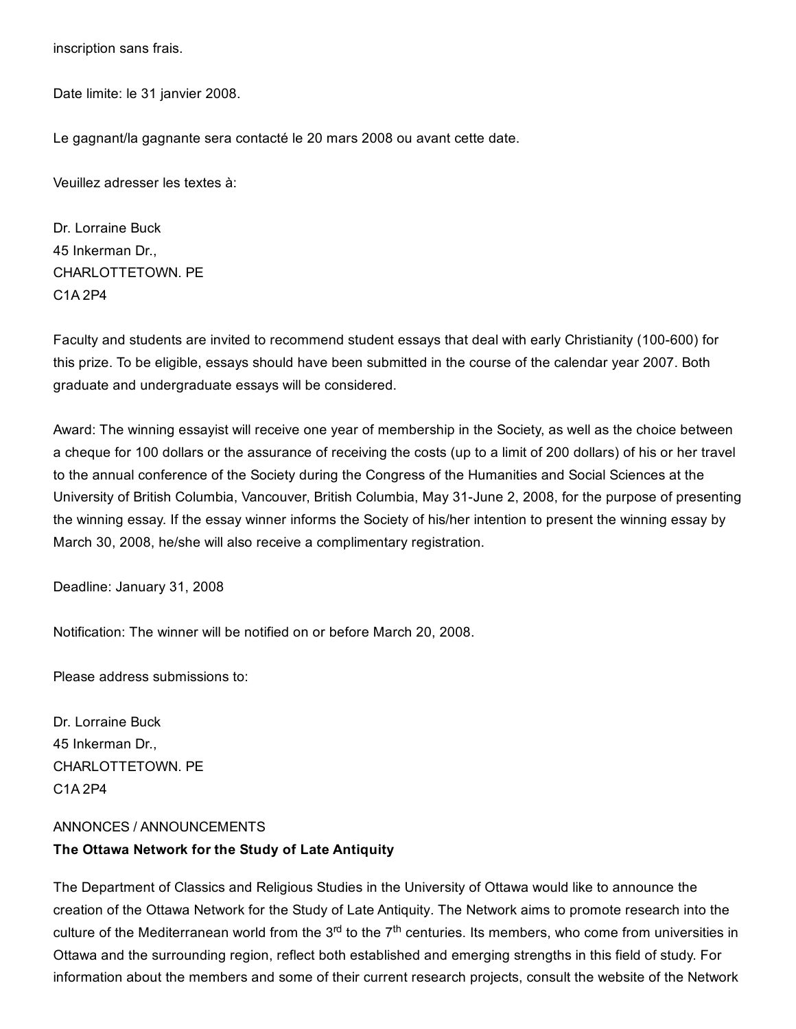inscription sans frais.

Date limite: le 31 janvier 2008.

Le gagnant/la gagnante sera contacté le 20 mars 2008 ou avant cette date.

Veuillez adresser les textes à:

Dr. Lorraine Buck  
45 Inkerman Dr.,  
CHARLOTTETOWN. PE  
C1A 2P4

Faculty and students are invited to recommend student essays that deal with early Christianity (100-600) for this prize. To be eligible, essays should have been submitted in the course of the calendar year 2007. Both graduate and undergraduate essays will be considered.

Award: The winning essayist will receive one year of membership in the Society, as well as the choice between a cheque for 100 dollars or the assurance of receiving the costs (up to a limit of 200 dollars) of his or her travel to the annual conference of the Society during the Congress of the Humanities and Social Sciences at the University of British Columbia, Vancouver, British Columbia, May 31-June 2, 2008, for the purpose of presenting the winning essay. If the essay winner informs the Society of his/her intention to present the winning essay by March 30, 2008, he/she will also receive a complimentary registration.

Deadline: January 31, 2008

Notification: The winner will be notified on or before March 20, 2008.

Please address submissions to:

Dr. Lorraine Buck  
45 Inkerman Dr.,  
CHARLOTTETOWN. PE  
C1A 2P4

ANNONCES / ANNOUNCEMENTS

**The Ottawa Network for the Study of Late Antiquity**

The Department of Classics and Religious Studies in the University of Ottawa would like to announce the creation of the Ottawa Network for the Study of Late Antiquity. The Network aims to promote research into the culture of the Mediterranean world from the 3rd to the 7th centuries. Its members, who come from universities in Ottawa and the surrounding region, reflect both established and emerging strengths in this field of study. For information about the members and some of their current research projects, consult the website of the Network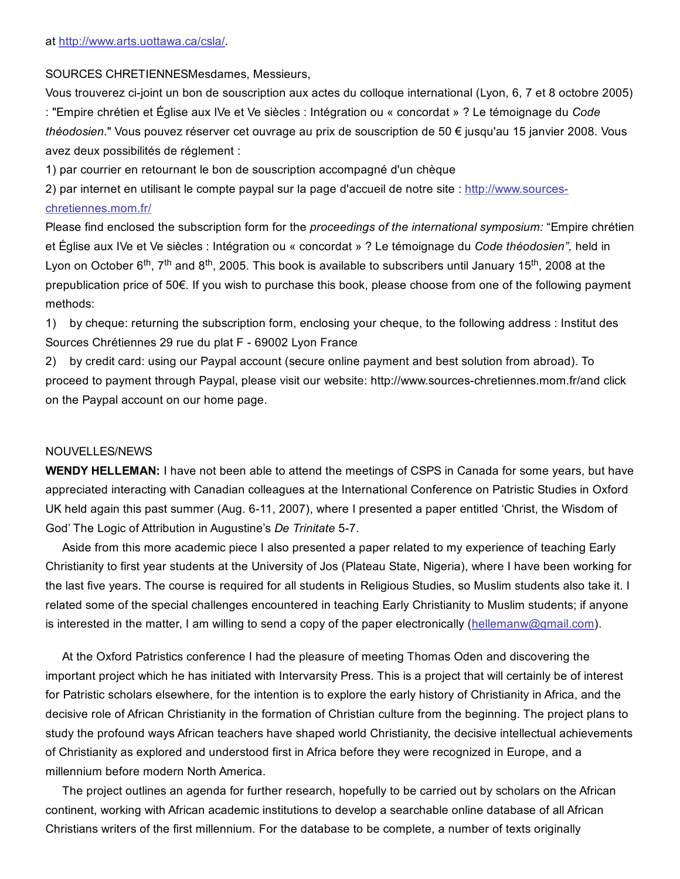at http://www.arts.uottawa.ca/csla/.

SOURCES CHRETIENNESMesdames, Messieurs,

Vous trouverez ci-joint un bon de souscription aux actes du colloque international (Lyon, 6, 7 et 8 octobre 2005) : "Empire chrétien et Église aux IVe et Ve siècles : Intégration ou « concordat » ? Le témoignage du *Code théodosien*." Vous pouvez réserver cet ouvrage au prix de souscription de 50 € jusqu'au 15 janvier 2008. Vous avez deux possibilités de réglement :

1) par courrier en retournant le bon de souscription accompagné d'un chèque

2) par internet en utilisant le compte paypal sur la page d'accueil de notre site : http://www.sources-chretiennes.mom.fr/

Please find enclosed the subscription form for the *proceedings of the international symposium:* "Empire chrétien et Église aux IVe et Ve siècles : Intégration ou « concordat » ? Le témoignage du *Code théodosien",* held in Lyon on October 6th, 7th and 8th, 2005. This book is available to subscribers until January 15th, 2008 at the prepublication price of 50€. If you wish to purchase this book, please choose from one of the following payment methods:

1) by cheque: returning the subscription form, enclosing your cheque, to the following address : Institut des Sources Chrétiennes 29 rue du plat F - 69002 Lyon France

2) by credit card: using our Paypal account (secure online payment and best solution from abroad). To proceed to payment through Paypal, please visit our website: http://www.sources-chretiennes.mom.fr/and click on the Paypal account on our home page.

NOUVELLES/NEWS

**WENDY HELLEMAN:** I have not been able to attend the meetings of CSPS in Canada for some years, but have appreciated interacting with Canadian colleagues at the International Conference on Patristic Studies in Oxford UK held again this past summer (Aug. 6-11, 2007), where I presented a paper entitled 'Christ, the Wisdom of God' The Logic of Attribution in Augustine's *De Trinitate* 5-7.

Aside from this more academic piece I also presented a paper related to my experience of teaching Early Christianity to first year students at the University of Jos (Plateau State, Nigeria), where I have been working for the last five years. The course is required for all students in Religious Studies, so Muslim students also take it. I related some of the special challenges encountered in teaching Early Christianity to Muslim students; if anyone is interested in the matter, I am willing to send a copy of the paper electronically (hellemanw@gmail.com).

At the Oxford Patristics conference I had the pleasure of meeting Thomas Oden and discovering the important project which he has initiated with Intervarsity Press. This is a project that will certainly be of interest for Patristic scholars elsewhere, for the intention is to explore the early history of Christianity in Africa, and the decisive role of African Christianity in the formation of Christian culture from the beginning. The project plans to study the profound ways African teachers have shaped world Christianity, the decisive intellectual achievements of Christianity as explored and understood first in Africa before they were recognized in Europe, and a millennium before modern North America.

The project outlines an agenda for further research, hopefully to be carried out by scholars on the African continent, working with African academic institutions to develop a searchable online database of all African Christians writers of the first millennium. For the database to be complete, a number of texts originally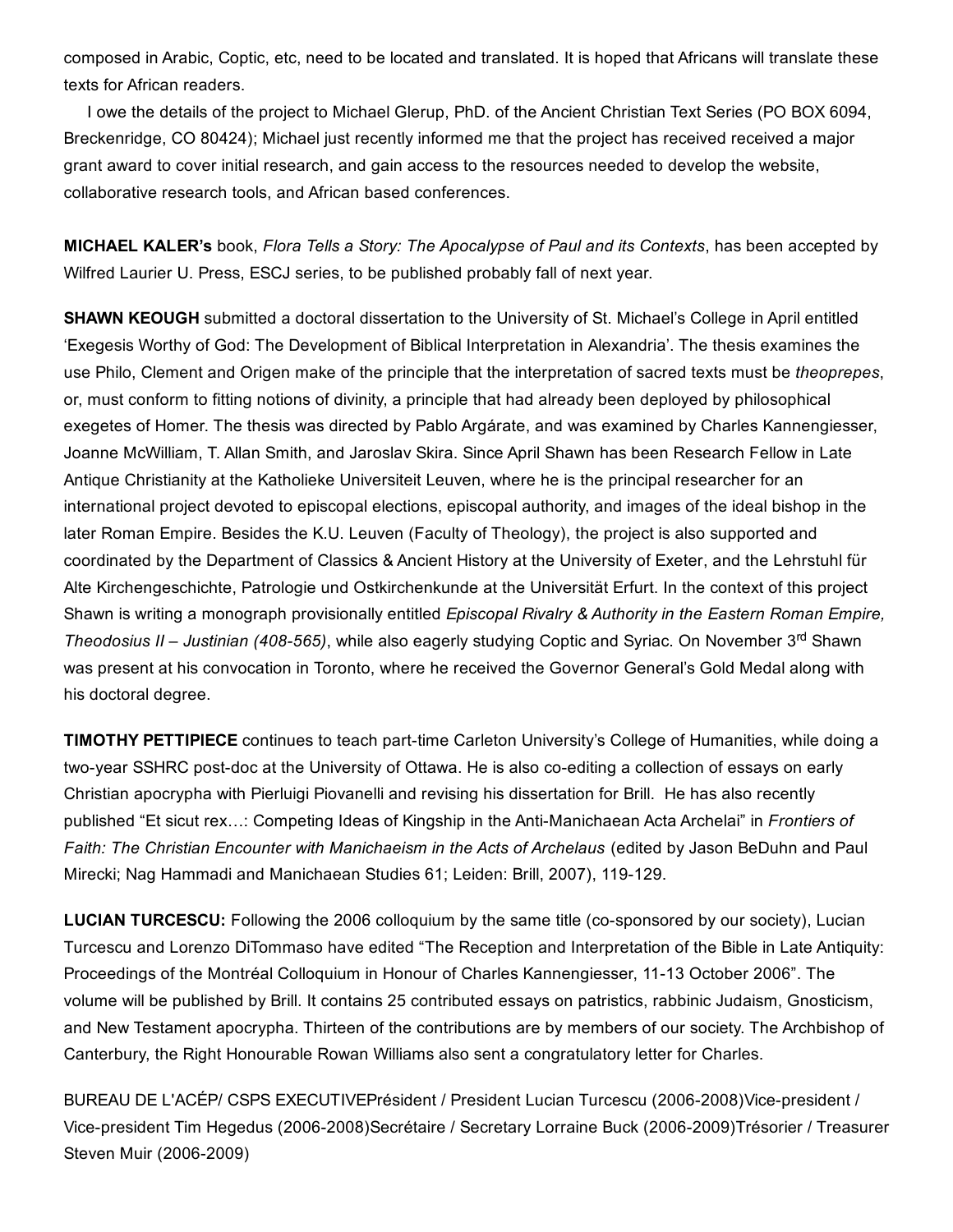composed in Arabic, Coptic, etc, need to be located and translated. It is hoped that Africans will translate these texts for African readers.

I owe the details of the project to Michael Glerup, PhD. of the Ancient Christian Text Series (PO BOX 6094, Breckenridge, CO 80424); Michael just recently informed me that the project has received received a major grant award to cover initial research, and gain access to the resources needed to develop the website, collaborative research tools, and African based conferences.

**MICHAEL KALER's** book, *Flora Tells a Story: The Apocalypse of Paul and its Contexts*, has been accepted by Wilfred Laurier U. Press, ESCJ series, to be published probably fall of next year.

**SHAWN KEOUGH** submitted a doctoral dissertation to the University of St. Michael's College in April entitled 'Exegesis Worthy of God: The Development of Biblical Interpretation in Alexandria'. The thesis examines the use Philo, Clement and Origen make of the principle that the interpretation of sacred texts must be *theoprepes*, or, must conform to fitting notions of divinity, a principle that had already been deployed by philosophical exegetes of Homer. The thesis was directed by Pablo Argárate, and was examined by Charles Kannengiesser, Joanne McWilliam, T. Allan Smith, and Jaroslav Skira. Since April Shawn has been Research Fellow in Late Antique Christianity at the Katholieke Universiteit Leuven, where he is the principal researcher for an international project devoted to episcopal elections, episcopal authority, and images of the ideal bishop in the later Roman Empire. Besides the K.U. Leuven (Faculty of Theology), the project is also supported and coordinated by the Department of Classics & Ancient History at the University of Exeter, and the Lehrstuhl für Alte Kirchengeschichte, Patrologie und Ostkirchenkunde at the Universität Erfurt. In the context of this project Shawn is writing a monograph provisionally entitled *Episcopal Rivalry & Authority in the Eastern Roman Empire, Theodosius II – Justinian (408-565)*, while also eagerly studying Coptic and Syriac. On November 3rd Shawn was present at his convocation in Toronto, where he received the Governor General's Gold Medal along with his doctoral degree.

**TIMOTHY PETTIPIECE** continues to teach part-time Carleton University's College of Humanities, while doing a two-year SSHRC post-doc at the University of Ottawa. He is also co-editing a collection of essays on early Christian apocrypha with Pierluigi Piovanelli and revising his dissertation for Brill. He has also recently published "Et sicut rex…: Competing Ideas of Kingship in the Anti-Manichaean Acta Archelai" in *Frontiers of Faith: The Christian Encounter with Manichaeism in the Acts of Archelaus* (edited by Jason BeDuhn and Paul Mirecki; Nag Hammadi and Manichaean Studies 61; Leiden: Brill, 2007), 119-129.

**LUCIAN TURCESCU:** Following the 2006 colloquium by the same title (co-sponsored by our society), Lucian Turcescu and Lorenzo DiTommaso have edited "The Reception and Interpretation of the Bible in Late Antiquity: Proceedings of the Montréal Colloquium in Honour of Charles Kannengiesser, 11-13 October 2006". The volume will be published by Brill. It contains 25 contributed essays on patristics, rabbinic Judaism, Gnosticism, and New Testament apocrypha. Thirteen of the contributions are by members of our society. The Archbishop of Canterbury, the Right Honourable Rowan Williams also sent a congratulatory letter for Charles.

BUREAU DE L'ACÉP/ CSPS EXECUTIVEPrésident / President Lucian Turcescu (2006-2008)Vice-president / Vice-president Tim Hegedus (2006-2008)Secrétaire / Secretary Lorraine Buck (2006-2009)Trésorier / Treasurer Steven Muir (2006-2009)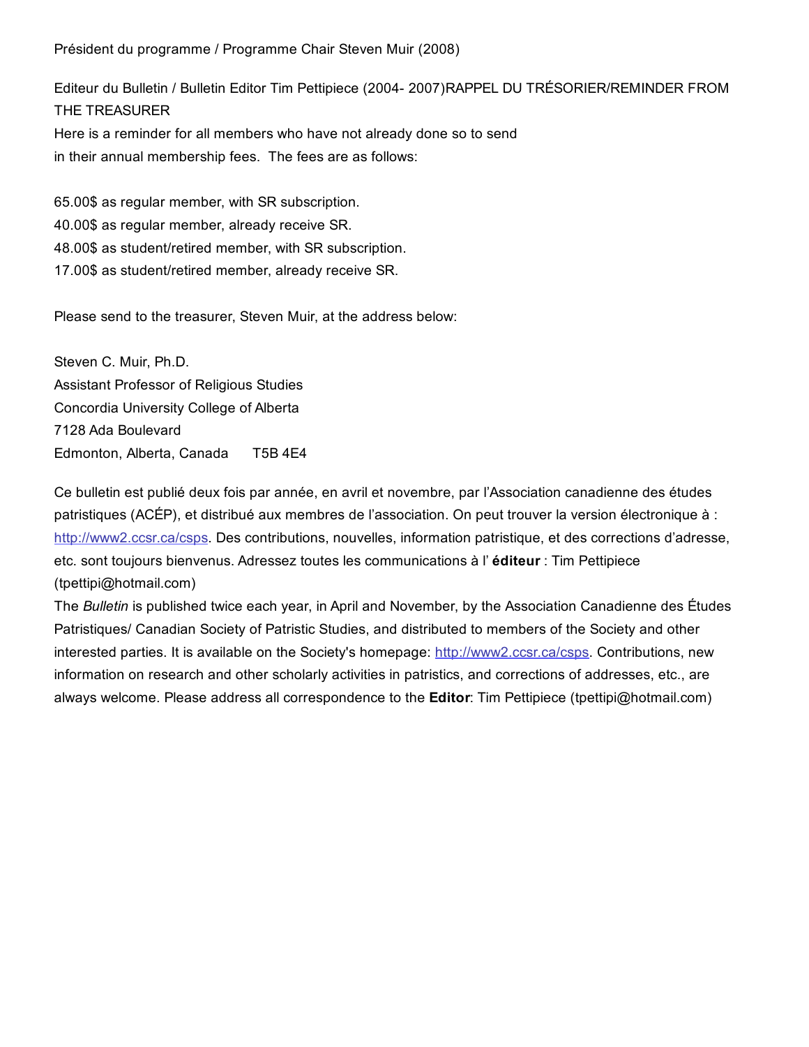Président du programme / Programme Chair Steven Muir (2008)

Editeur du Bulletin / Bulletin Editor Tim Pettipiece (2004- 2007)

## RAPPEL DU TRÉSORIER/REMINDER FROM THE TREASURER

Here is a reminder for all members who have not already done so to send in their annual membership fees. The fees are as follows:

65.00$ as regular member, with SR subscription.
40.00$ as regular member, already receive SR.
48.00$ as student/retired member, with SR subscription.
17.00$ as student/retired member, already receive SR.

Please send to the treasurer, Steven Muir, at the address below:

Steven C. Muir, Ph.D.
Assistant Professor of Religious Studies
Concordia University College of Alberta
7128 Ada Boulevard
Edmonton, Alberta, Canada T5B 4E4

Ce bulletin est publié deux fois par année, en avril et novembre, par l'Association canadienne des études patristiques (ACÉP), et distribué aux membres de l'association. On peut trouver la version électronique à : http://www2.ccsr.ca/csps. Des contributions, nouvelles, information patristique, et des corrections d'adresse, etc. sont toujours bienvenus. Adressez toutes les communications à l' **éditeur** : Tim Pettipiece (tpettipi@hotmail.com)

The *Bulletin* is published twice each year, in April and November, by the Association Canadienne des Études Patristiques/ Canadian Society of Patristic Studies, and distributed to members of the Society and other interested parties. It is available on the Society's homepage: http://www2.ccsr.ca/csps. Contributions, new information on research and other scholarly activities in patristics, and corrections of addresses, etc., are always welcome. Please address all correspondence to the **Editor**: Tim Pettipiece (tpettipi@hotmail.com)